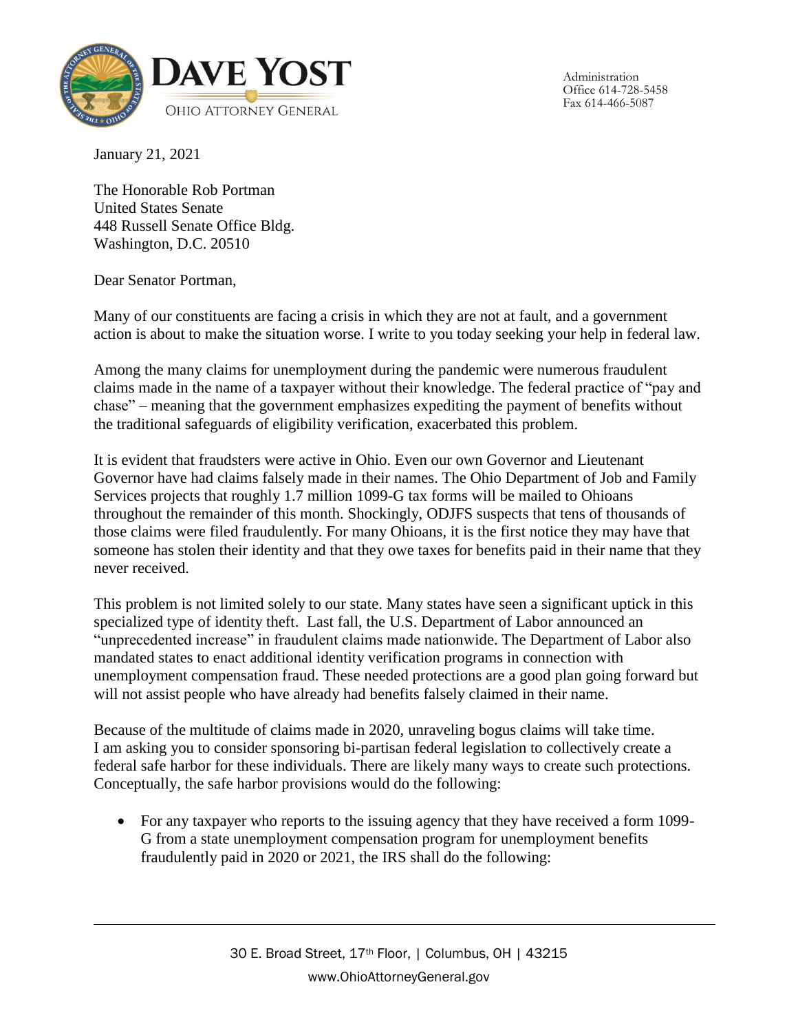**DAVE YOST**

OHIO ATTORNEY GENERAL

Administration
Office 614-728-5458
Fax 614-466-5087

January 21, 2021

The Honorable Rob Portman
United States Senate
448 Russell Senate Office Bldg.
Washington, D.C. 20510

Dear Senator Portman,

Many of our constituents are facing a crisis in which they are not at fault, and a government action is about to make the situation worse. I write to you today seeking your help in federal law.

Among the many claims for unemployment during the pandemic were numerous fraudulent claims made in the name of a taxpayer without their knowledge. The federal practice of "pay and chase" – meaning that the government emphasizes expediting the payment of benefits without the traditional safeguards of eligibility verification, exacerbated this problem.

It is evident that fraudsters were active in Ohio. Even our own Governor and Lieutenant Governor have had claims falsely made in their names. The Ohio Department of Job and Family Services projects that roughly 1.7 million 1099-G tax forms will be mailed to Ohioans throughout the remainder of this month. Shockingly, ODJFS suspects that tens of thousands of those claims were filed fraudulently. For many Ohioans, it is the first notice they may have that someone has stolen their identity and that they owe taxes for benefits paid in their name that they never received.

This problem is not limited solely to our state. Many states have seen a significant uptick in this specialized type of identity theft. Last fall, the U.S. Department of Labor announced an "unprecedented increase" in fraudulent claims made nationwide. The Department of Labor also mandated states to enact additional identity verification programs in connection with unemployment compensation fraud. These needed protections are a good plan going forward but will not assist people who have already had benefits falsely claimed in their name.

Because of the multitude of claims made in 2020, unraveling bogus claims will take time. I am asking you to consider sponsoring bi-partisan federal legislation to collectively create a federal safe harbor for these individuals. There are likely many ways to create such protections. Conceptually, the safe harbor provisions would do the following:

- For any taxpayer who reports to the issuing agency that they have received a form 1099-G from a state unemployment compensation program for unemployment benefits fraudulently paid in 2020 or 2021, the IRS shall do the following: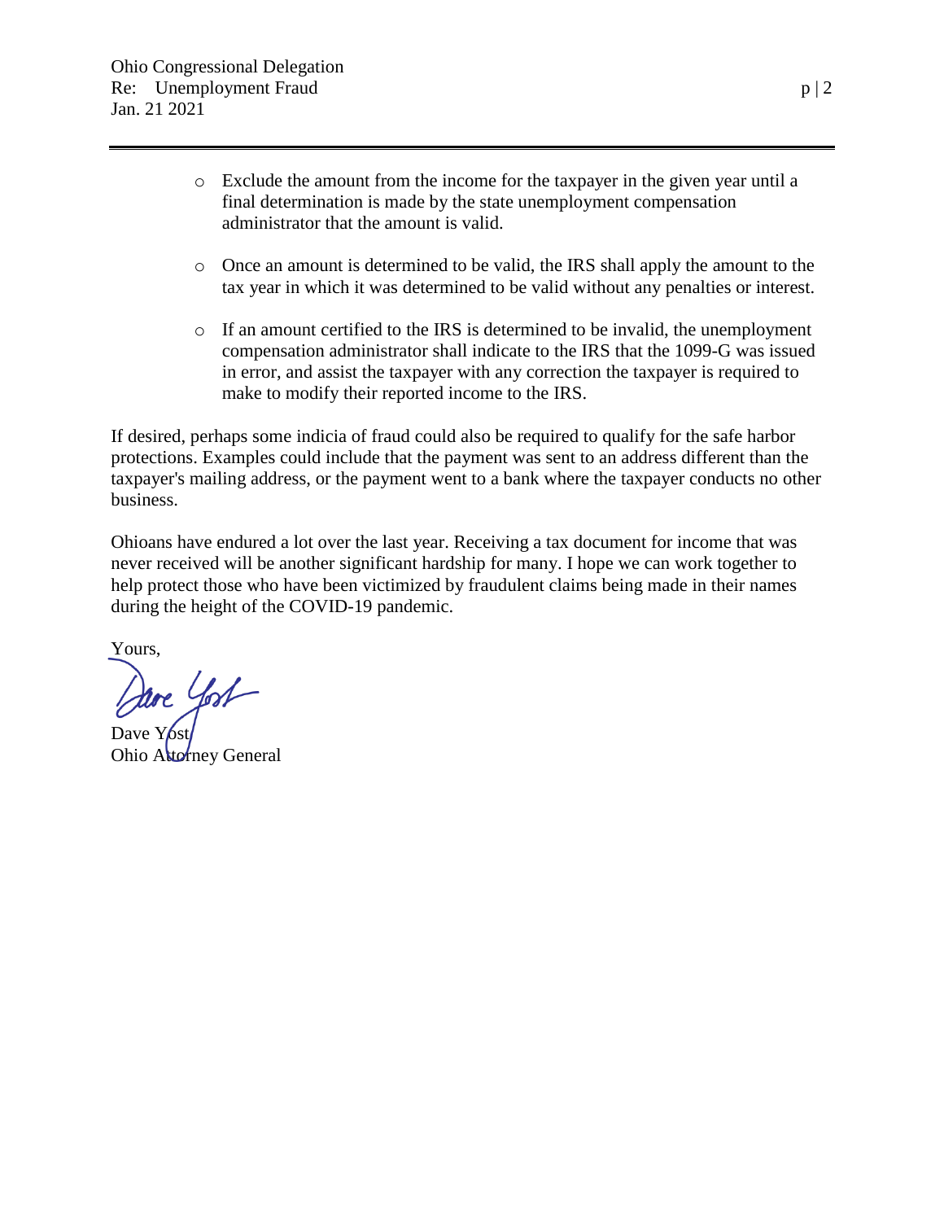- Exclude the amount from the income for the taxpayer in the given year until a final determination is made by the state unemployment compensation administrator that the amount is valid.

- Once an amount is determined to be valid, the IRS shall apply the amount to the tax year in which it was determined to be valid without any penalties or interest.

- If an amount certified to the IRS is determined to be invalid, the unemployment compensation administrator shall indicate to the IRS that the 1099-G was issued in error, and assist the taxpayer with any correction the taxpayer is required to make to modify their reported income to the IRS.

If desired, perhaps some indicia of fraud could also be required to qualify for the safe harbor protections. Examples could include that the payment was sent to an address different than the taxpayer's mailing address, or the payment went to a bank where the taxpayer conducts no other business.

Ohioans have endured a lot over the last year. Receiving a tax document for income that was never received will be another significant hardship for many. I hope we can work together to help protect those who have been victimized by fraudulent claims being made in their names during the height of the COVID-19 pandemic.

Yours,

Dave Yost
Ohio Attorney General